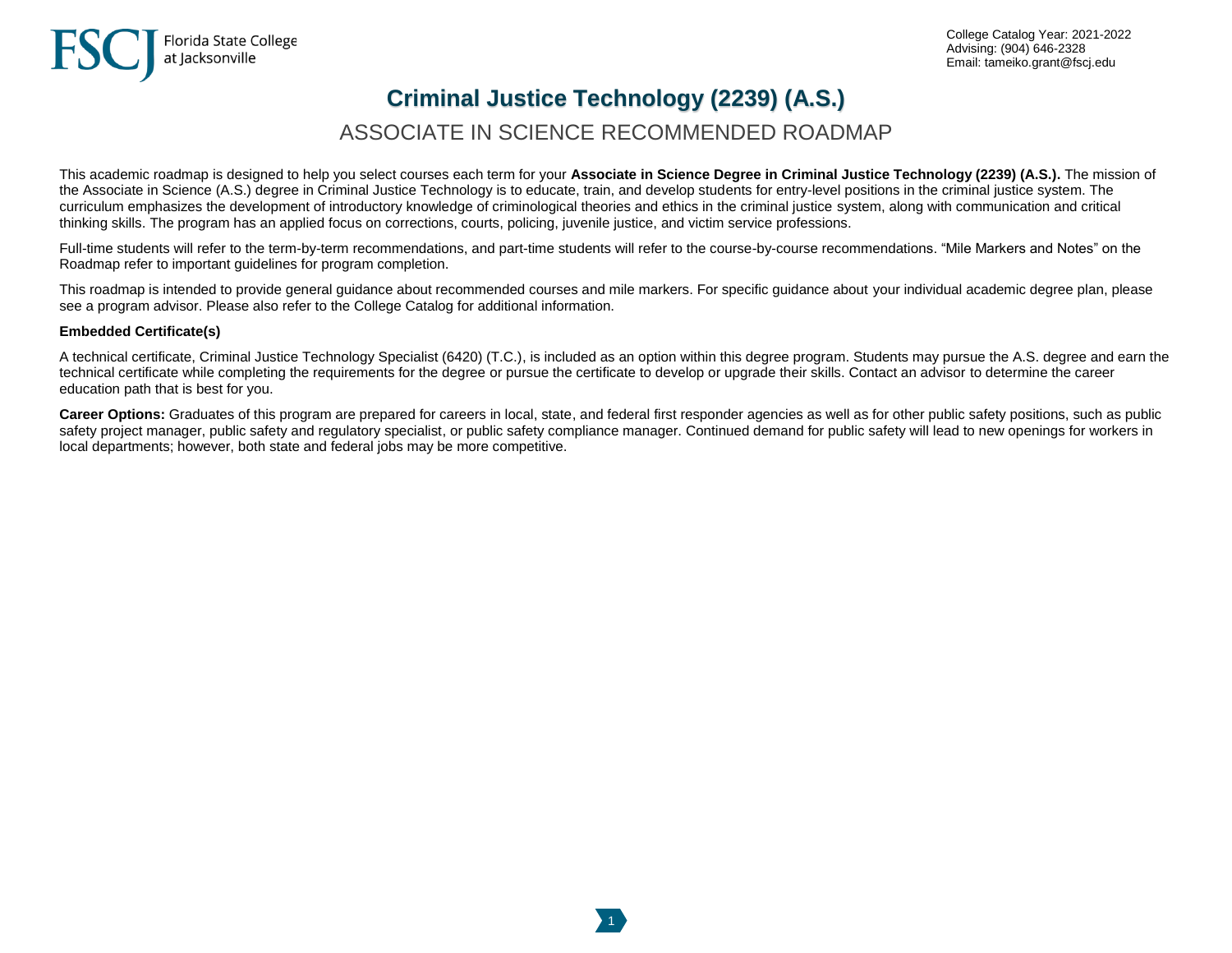Florida State College at Jacksonville

College Catalog Year: 2021-2022
Advising: (904) 646-2328
Email: tameiko.grant@fscj.edu

# Criminal Justice Technology (2239) (A.S.)

## ASSOCIATE IN SCIENCE RECOMMENDED ROADMAP

This academic roadmap is designed to help you select courses each term for your **Associate in Science Degree in Criminal Justice Technology (2239) (A.S.).** The mission of the Associate in Science (A.S.) degree in Criminal Justice Technology is to educate, train, and develop students for entry-level positions in the criminal justice system. The curriculum emphasizes the development of introductory knowledge of criminological theories and ethics in the criminal justice system, along with communication and critical thinking skills. The program has an applied focus on corrections, courts, policing, juvenile justice, and victim service professions.

Full-time students will refer to the term-by-term recommendations, and part-time students will refer to the course-by-course recommendations. "Mile Markers and Notes" on the Roadmap refer to important guidelines for program completion.

This roadmap is intended to provide general guidance about recommended courses and mile markers. For specific guidance about your individual academic degree plan, please see a program advisor. Please also refer to the College Catalog for additional information.

**Embedded Certificate(s)**

A technical certificate, Criminal Justice Technology Specialist (6420) (T.C.), is included as an option within this degree program. Students may pursue the A.S. degree and earn the technical certificate while completing the requirements for the degree or pursue the certificate to develop or upgrade their skills. Contact an advisor to determine the career education path that is best for you.

**Career Options:** Graduates of this program are prepared for careers in local, state, and federal first responder agencies as well as for other public safety positions, such as public safety project manager, public safety and regulatory specialist, or public safety compliance manager. Continued demand for public safety will lead to new openings for workers in local departments; however, both state and federal jobs may be more competitive.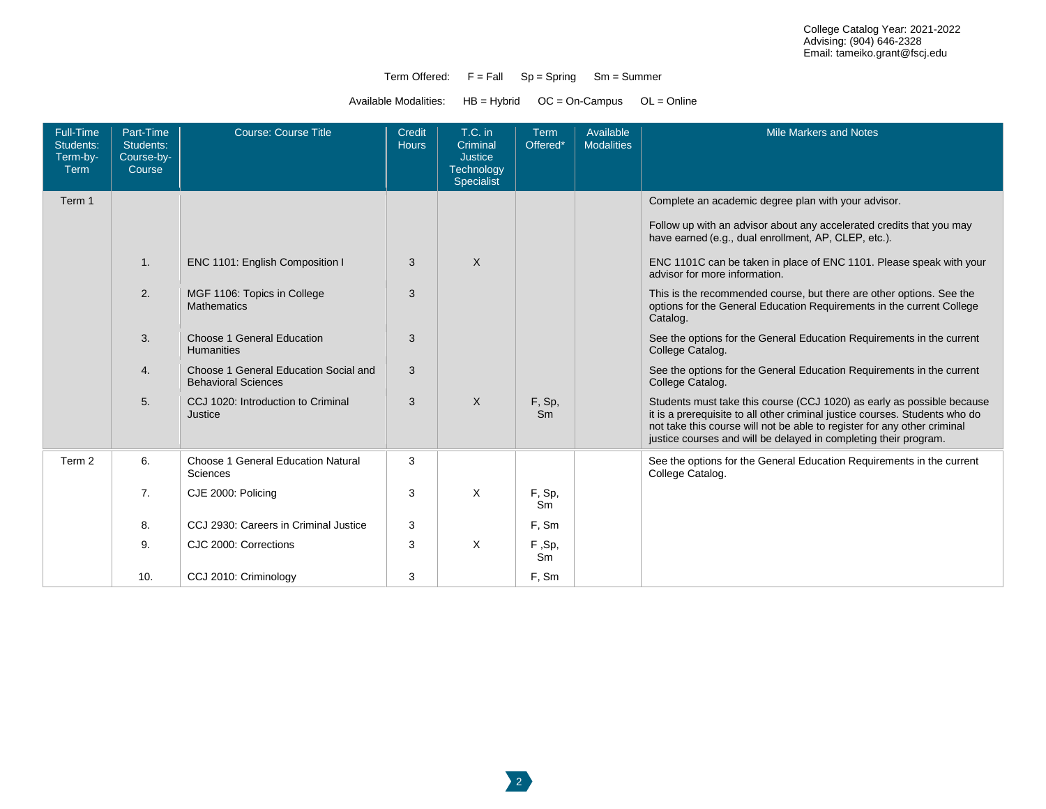College Catalog Year: 2021-2022
Advising: (904) 646-2328
Email: tameiko.grant@fscj.edu

Term Offered: F = Fall Sp = Spring Sm = Summer

Available Modalities: HB = Hybrid OC = On-Campus OL = Online

| Full-Time Students: Term-by-Term | Part-Time Students: Course-by-Course | Course: Course Title | Credit Hours | T.C. in Criminal Justice Technology Specialist | Term Offered* | Available Modalities | Mile Markers and Notes |
|---|---|---|---|---|---|---|---|
| Term 1 | | | | | | | Complete an academic degree plan with your advisor. Follow up with an advisor about any accelerated credits that you may have earned (e.g., dual enrollment, AP, CLEP, etc.). |
| | 1. | ENC 1101: English Composition I | 3 | X | | | ENC 1101C can be taken in place of ENC 1101. Please speak with your advisor for more information. |
| | 2. | MGF 1106: Topics in College Mathematics | 3 | | | | This is the recommended course, but there are other options. See the options for the General Education Requirements in the current College Catalog. |
| | 3. | Choose 1 General Education Humanities | 3 | | | | See the options for the General Education Requirements in the current College Catalog. |
| | 4. | Choose 1 General Education Social and Behavioral Sciences | 3 | | | | See the options for the General Education Requirements in the current College Catalog. |
| | 5. | CCJ 1020: Introduction to Criminal Justice | 3 | X | F, Sp, Sm | | Students must take this course (CCJ 1020) as early as possible because it is a prerequisite to all other criminal justice courses. Students who do not take this course will not be able to register for any other criminal justice courses and will be delayed in completing their program. |
| Term 2 | 6. | Choose 1 General Education Natural Sciences | 3 | | | | See the options for the General Education Requirements in the current College Catalog. |
| | 7. | CJE 2000: Policing | 3 | X | F, Sp, Sm | | |
| | 8. | CCJ 2930: Careers in Criminal Justice | 3 | | F, Sm | | |
| | 9. | CJC 2000: Corrections | 3 | X | F ,Sp, Sm | | |
| | 10. | CCJ 2010: Criminology | 3 | | F, Sm | | |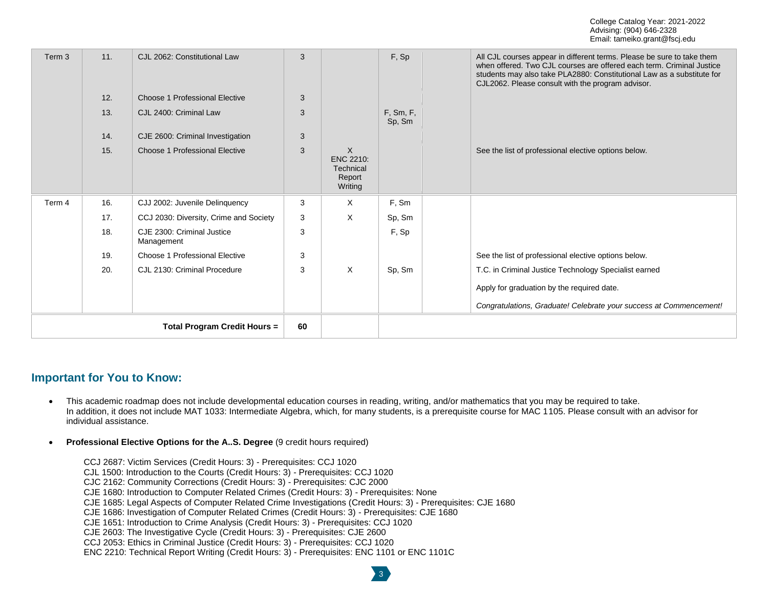College Catalog Year: 2021-2022
Advising: (904) 646-2328
Email: tameiko.grant@fscj.edu

| | | | | | | | |
|---|---|---|---|---|---|---|---|
| Term 3 | 11. | CJL 2062: Constitutional Law | 3 | | F, Sp | | All CJL courses appear in different terms. Please be sure to take them when offered. Two CJL courses are offered each term. Criminal Justice students may also take PLA2880: Constitutional Law as a substitute for CJL2062. Please consult with the program advisor. |
| | 12. | Choose 1 Professional Elective | 3 | | | | |
| | 13. | CJL 2400: Criminal Law | 3 | | F, Sm, F, Sp, Sm | | |
| | 14. | CJE 2600: Criminal Investigation | 3 | | | | |
| | 15. | Choose 1 Professional Elective | 3 | X ENC 2210: Technical Report Writing | | | See the list of professional elective options below. |
| Term 4 | 16. | CJJ 2002: Juvenile Delinquency | 3 | X | F, Sm | | |
| | 17. | CCJ 2030: Diversity, Crime and Society | 3 | X | Sp, Sm | | |
| | 18. | CJE 2300: Criminal Justice Management | 3 | | F, Sp | | |
| | 19. | Choose 1 Professional Elective | 3 | | | | See the list of professional elective options below. |
| | 20. | CJL 2130: Criminal Procedure | 3 | X | Sp, Sm | | T.C. in Criminal Justice Technology Specialist earned<br><br>Apply for graduation by the required date.<br><br>*Congratulations, Graduate! Celebrate your success at Commencement!* |
| | | **Total Program Credit Hours =** | **60** | | | | |

## Important for You to Know:

- This academic roadmap does not include developmental education courses in reading, writing, and/or mathematics that you may be required to take.
  In addition, it does not include MAT 1033: Intermediate Algebra, which, for many students, is a prerequisite course for MAC 1105. Please consult with an advisor for individual assistance.

- **Professional Elective Options for the A..S. Degree** (9 credit hours required)

  CCJ 2687: Victim Services (Credit Hours: 3) - Prerequisites: CCJ 1020
  CJL 1500: Introduction to the Courts (Credit Hours: 3) - Prerequisites: CCJ 1020
  CJC 2162: Community Corrections (Credit Hours: 3) - Prerequisites: CJC 2000
  CJE 1680: Introduction to Computer Related Crimes (Credit Hours: 3) - Prerequisites: None
  CJE 1685: Legal Aspects of Computer Related Crime Investigations (Credit Hours: 3) - Prerequisites: CJE 1680
  CJE 1686: Investigation of Computer Related Crimes (Credit Hours: 3) - Prerequisites: CJE 1680
  CJE 1651: Introduction to Crime Analysis (Credit Hours: 3) - Prerequisites: CCJ 1020
  CJE 2603: The Investigative Cycle (Credit Hours: 3) - Prerequisites: CJE 2600
  CCJ 2053: Ethics in Criminal Justice (Credit Hours: 3) - Prerequisites: CCJ 1020
  ENC 2210: Technical Report Writing (Credit Hours: 3) - Prerequisites: ENC 1101 or ENC 1101C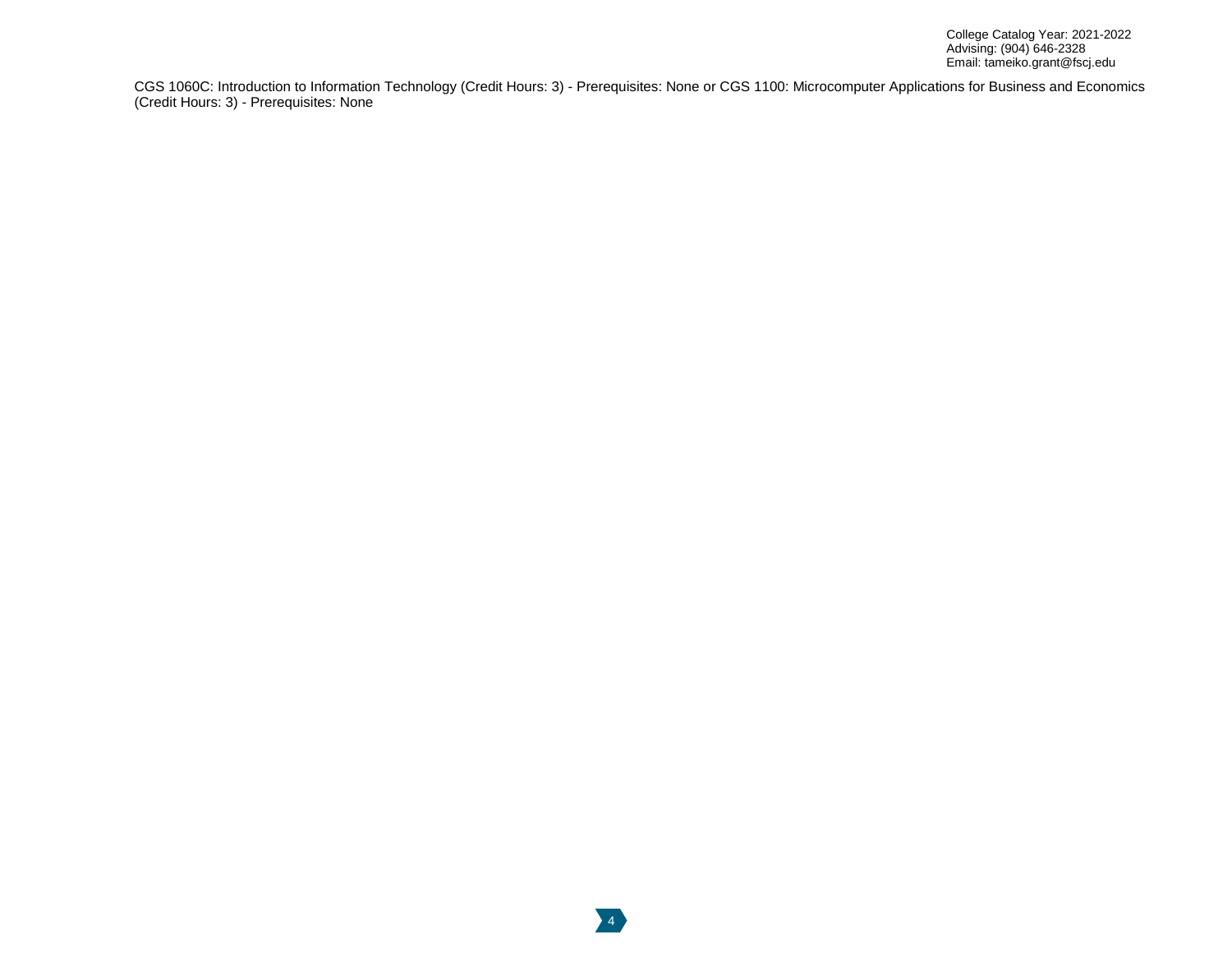College Catalog Year: 2021-2022
Advising: (904) 646-2328
Email: tameiko.grant@fscj.edu

CGS 1060C: Introduction to Information Technology (Credit Hours: 3) - Prerequisites: None or CGS 1100: Microcomputer Applications for Business and Economics (Credit Hours: 3) - Prerequisites: None